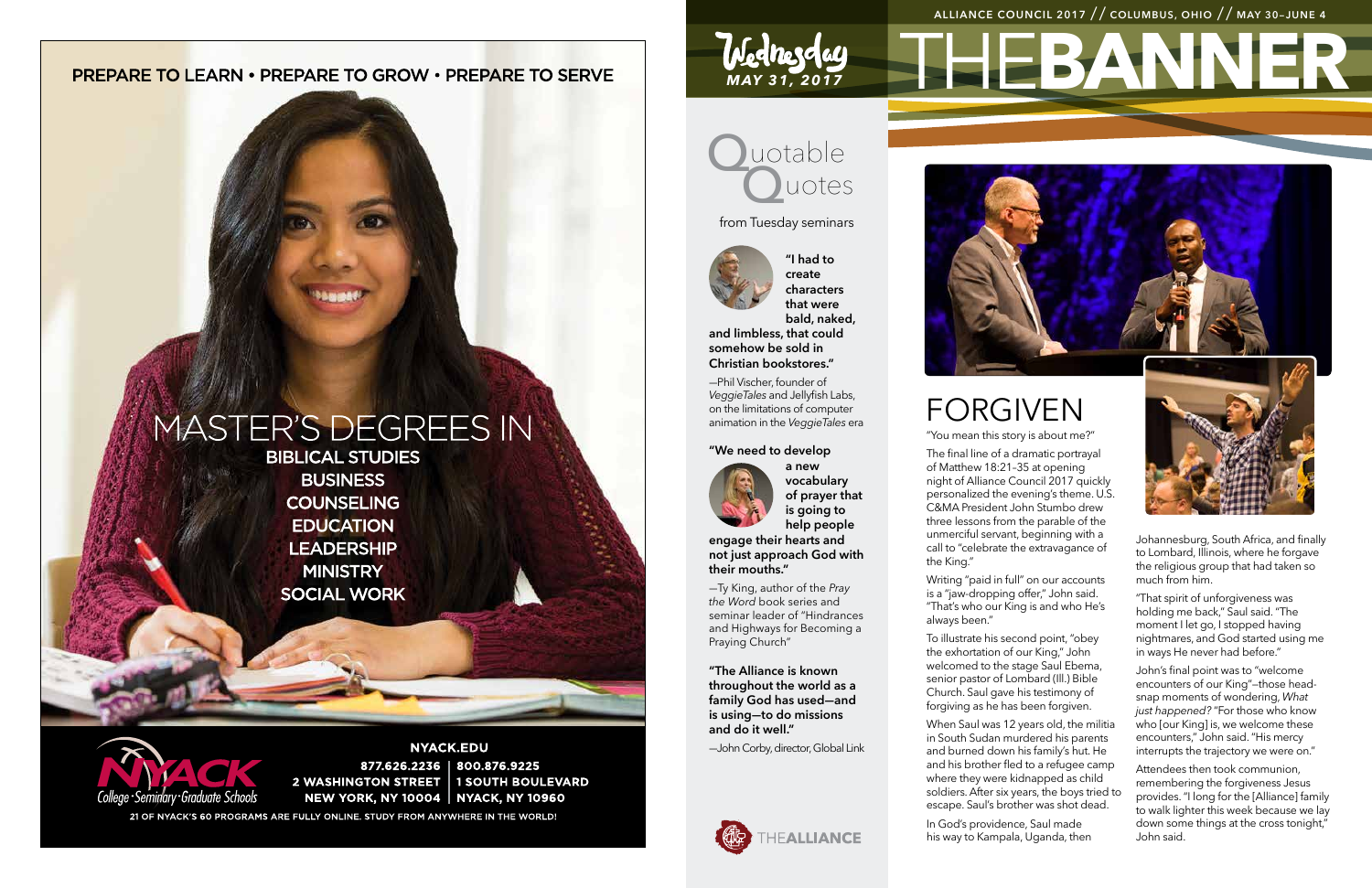PREPARE TO LEARN • PREPARE TO GROW • PREPARE TO SERVE

# MASTER'S DEGREES IN

**BIBLICAL STUDIES**
**BUSINESS**
**COUNSELING**
**EDUCATION**
**LEADERSHIP**
**MINISTRY**
**SOCIAL WORK**

NYACK College · Seminary · Graduate Schools

**NYACK.EDU**

**877.626.2236** | **800.876.9225**
**2 WASHINGTON STREET** | **1 SOUTH BOULEVARD**
**NEW YORK, NY 10004** | **NYACK, NY 10960**

21 OF NYACK'S 60 PROGRAMS ARE FULLY ONLINE. STUDY FROM ANYWHERE IN THE WORLD!

---

ALLIANCE COUNCIL 2017 // COLUMBUS, OHIO // MAY 30–JUNE 4

# THEBANNER

Wednesday *MAY 31, 2017*

## Quotable Quotes

from Tuesday seminars

**"I had to create characters that were bald, naked, and limbless, that could somehow be sold in Christian bookstores."**

—Phil Vischer, founder of *VeggieTales* and Jellyfish Labs, on the limitations of computer animation in the *VeggieTales* era

**"We need to develop a new vocabulary of prayer that is going to help people engage their hearts and not just approach God with their mouths."**

—Ty King, author of the *Pray the Word* book series and seminar leader of "Hindrances and Highways for Becoming a Praying Church"

**"The Alliance is known throughout the world as a family God has used—and is using—to do missions and do it well."**

—John Corby, director, Global Link

THEALLIANCE

## FORGIVEN

"You mean this story is about me?"

The final line of a dramatic portrayal of Matthew 18:21–35 at opening night of Alliance Council 2017 quickly personalized the evening's theme. U.S. C&MA President John Stumbo drew three lessons from the parable of the unmerciful servant, beginning with a call to "celebrate the extravagance of the King."

Writing "paid in full" on our accounts is a "jaw-dropping offer," John said. "That's who our King is and who He's always been."

To illustrate his second point, "obey the exhortation of our King," John welcomed to the stage Saul Ebema, senior pastor of Lombard (Ill.) Bible Church. Saul gave his testimony of forgiving as he has been forgiven.

When Saul was 12 years old, the militia in South Sudan murdered his parents and burned down his family's hut. He and his brother fled to a refugee camp where they were kidnapped as child soldiers. After six years, the boys tried to escape. Saul's brother was shot dead.

In God's providence, Saul made his way to Kampala, Uganda, then Johannesburg, South Africa, and finally to Lombard, Illinois, where he forgave the religious group that had taken so much from him.

"That spirit of unforgiveness was holding me back," Saul said. "The moment I let go, I stopped having nightmares, and God started using me in ways He never had before."

John's final point was to "welcome encounters of our King"—those head-snap moments of wondering, *What just happened?* "For those who know who [our King] is, we welcome these encounters," John said. "His mercy interrupts the trajectory we were on."

Attendees then took communion, remembering the forgiveness Jesus provides. "I long for the [Alliance] family to walk lighter this week because we lay down some things at the cross tonight," John said.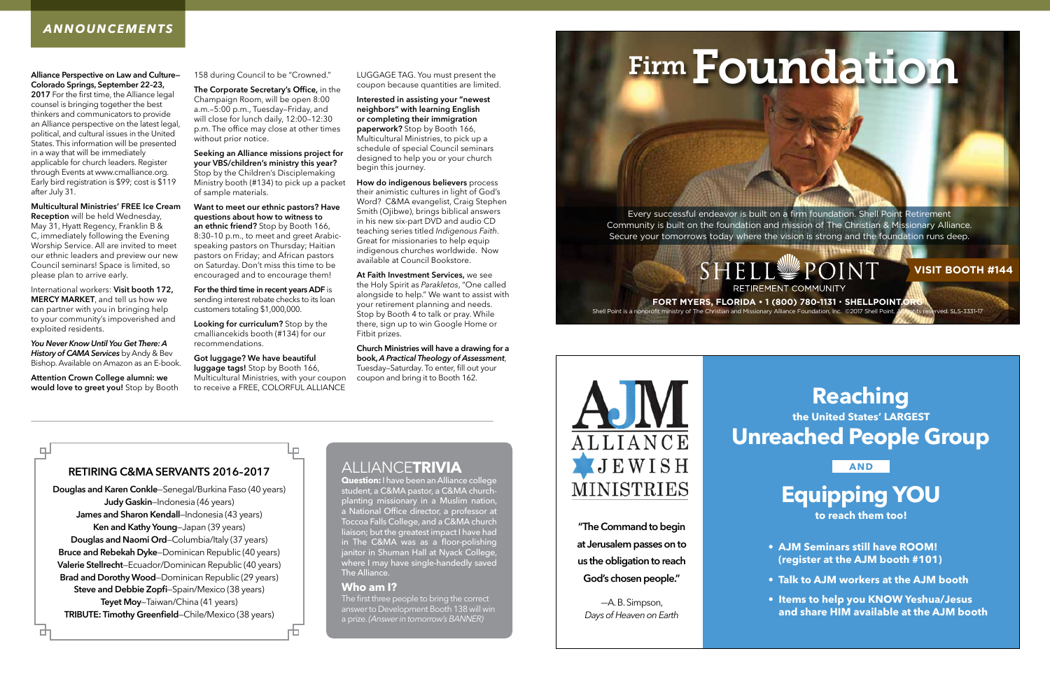## ANNOUNCEMENTS

**Alliance Perspective on Law and Culture—Colorado Springs, September 22–23, 2017** For the first time, the Alliance legal counsel is bringing together the best thinkers and communicators to provide an Alliance perspective on the latest legal, political, and cultural issues in the United States. This information will be presented in a way that will be immediately applicable for church leaders. Register through Events at www.cmalliance.org. Early bird registration is $99; cost is $119 after July 31.

**Multicultural Ministries' FREE Ice Cream Reception** will be held Wednesday, May 31, Hyatt Regency, Franklin B & C, immediately following the Evening Worship Service. All are invited to meet our ethnic leaders and preview our new Council seminars! Space is limited, so please plan to arrive early.

International workers: **Visit booth 172, MERCY MARKET**, and tell us how we can partner with you in bringing help to your community's impoverished and exploited residents.

***You Never Know Until You Get There: A History of CAMA Services*** by Andy & Bev Bishop. Available on Amazon as an E-book.

**Attention Crown College alumni: we would love to greet you!** Stop by Booth 158 during Council to be "Crowned."

**The Corporate Secretary's Office,** in the Champaign Room, will be open 8:00 a.m.–5:00 p.m., Tuesday–Friday, and will close for lunch daily, 12:00–12:30 p.m. The office may close at other times without prior notice.

**Seeking an Alliance missions project for your VBS/children's ministry this year?** Stop by the Children's Disciplemaking Ministry booth (#134) to pick up a packet of sample materials.

**Want to meet our ethnic pastors? Have questions about how to witness to an ethnic friend?** Stop by Booth 166, 8:30–10 p.m., to meet and greet Arabic-speaking pastors on Thursday; Haitian pastors on Friday; and African pastors on Saturday. Don't miss this time to be encouraged and to encourage them!

**For the third time in recent years ADF** is sending interest rebate checks to its loan customers totaling $1,000,000.

**Looking for curriculum?** Stop by the cmalliancekids booth (#134) for our recommendations.

**Got luggage? We have beautiful luggage tags!** Stop by Booth 166, Multicultural Ministries, with your coupon to receive a FREE, COLORFUL ALLIANCE LUGGAGE TAG. You must present the coupon because quantities are limited.

**Interested in assisting your "newest neighbors" with learning English or completing their immigration paperwork?** Stop by Booth 166, Multicultural Ministries, to pick up a schedule of special Council seminars designed to help you or your church begin this journey.

**How do indigenous believers** process their animistic cultures in light of God's Word? C&MA evangelist, Craig Stephen Smith (Ojibwe), brings biblical answers in his new six-part DVD and audio CD teaching series titled *Indigenous Faith*. Great for missionaries to help equip indigenous churches worldwide. Now available at Council Bookstore.

**At Faith Investment Services,** we see the Holy Spirit as *Parakletos*, "One called alongside to help." We want to assist with your retirement planning and needs. Stop by Booth 4 to talk or pray. While there, sign up to win Google Home or Fitbit prizes.

**Church Ministries will have a drawing for a book, *A Practical Theology of Assessment*,** Tuesday–Saturday. To enter, fill out your coupon and bring it to Booth 162.

### RETIRING C&MA SERVANTS 2016-2017

**Douglas and Karen Conkle**–Senegal/Burkina Faso (40 years)
**Judy Gaskin**–Indonesia (46 years)
**James and Sharon Kendall**–Indonesia (43 years)
**Ken and Kathy Young**–Japan (39 years)
**Douglas and Naomi Ord**–Columbia/Italy (37 years)
**Bruce and Rebekah Dyke**–Dominican Republic (40 years)
**Valerie Stellrecht**–Ecuador/Dominican Republic (40 years)
**Brad and Dorothy Wood**–Dominican Republic (29 years)
**Steve and Debbie Zopfi**–Spain/Mexico (38 years)
**Teyet Moy**–Taiwan/China (41 years)
**TRIBUTE: Timothy Greenfield**–Chile/Mexico (38 years)

### ALLIANCE**TRIVIA**

**Question:** I have been an Alliance college student, a C&MA pastor, a C&MA church-planting missionary in a Muslim nation, a National Office director, a professor at Toccoa Falls College, and a C&MA church liaison; but the greatest impact I have had in The C&MA was as a floor-polishing janitor in Shuman Hall at Nyack College, where I may have single-handedly saved The Alliance.

**Who am I?**

The first three people to bring the correct answer to Development Booth 138 will win a prize. *(Answer in tomorrow's BANNER)*

## Firm Foundation

Every successful endeavor is built on a firm foundation. Shell Point Retirement Community is built on the foundation and mission of The Christian & Missionary Alliance. Secure your tomorrows today where the vision is strong and the foundation runs deep.

SHELL POINT RETIREMENT COMMUNITY

**VISIT BOOTH #144**

**FORT MYERS, FLORIDA • 1 (800) 780-1131 • SHELLPOINT.ORG**

Shell Point is a nonprofit ministry of The Christian and Missionary Alliance Foundation, Inc. ©2017 Shell Point. All rights reserved. SLS-3331-17

AJM ALLIANCE JEWISH MINISTRIES

**"The Command to begin at Jerusalem passes on to us the obligation to reach God's chosen people."**

—A. B. Simpson, *Days of Heaven on Earth*

## Reaching
**the United States' LARGEST**
## Unreached People Group

**AND**

## Equipping YOU
**to reach them too!**

- **AJM Seminars still have ROOM! (register at the AJM booth #101)**
- **Talk to AJM workers at the AJM booth**
- **Items to help you KNOW Yeshua/Jesus and share HIM available at the AJM booth**